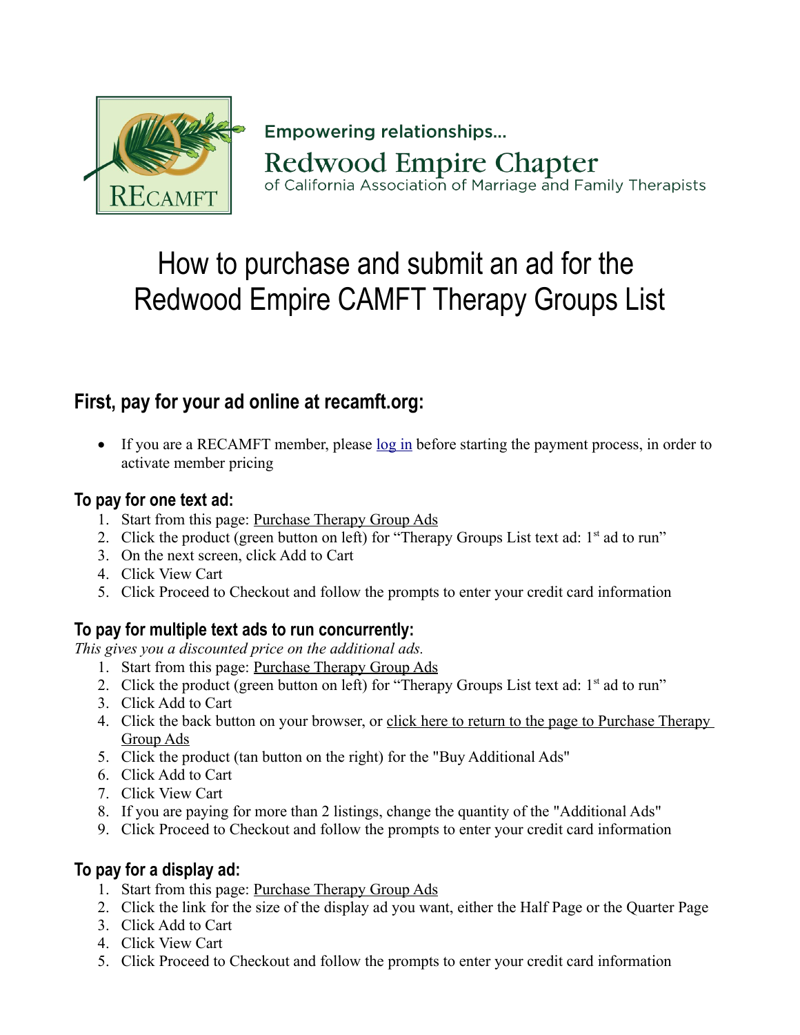Empowering relationships...

Redwood Empire Chapter

of California Association of Marriage and Family Therapists

# How to purchase and submit an ad for the Redwood Empire CAMFT Therapy Groups List

## First, pay for your ad online at recamft.org:

- If you are a RECAMFT member, please log in before starting the payment process, in order to activate member pricing

### To pay for one text ad:

1. Start from this page: Purchase Therapy Group Ads
2. Click the product (green button on left) for "Therapy Groups List text ad: 1st ad to run"
3. On the next screen, click Add to Cart
4. Click View Cart
5. Click Proceed to Checkout and follow the prompts to enter your credit card information

### To pay for multiple text ads to run concurrently:

*This gives you a discounted price on the additional ads.*

1. Start from this page: Purchase Therapy Group Ads
2. Click the product (green button on left) for "Therapy Groups List text ad: 1st ad to run"
3. Click Add to Cart
4. Click the back button on your browser, or click here to return to the page to Purchase Therapy Group Ads
5. Click the product (tan button on the right) for the "Buy Additional Ads"
6. Click Add to Cart
7. Click View Cart
8. If you are paying for more than 2 listings, change the quantity of the "Additional Ads"
9. Click Proceed to Checkout and follow the prompts to enter your credit card information

### To pay for a display ad:

1. Start from this page: Purchase Therapy Group Ads
2. Click the link for the size of the display ad you want, either the Half Page or the Quarter Page
3. Click Add to Cart
4. Click View Cart
5. Click Proceed to Checkout and follow the prompts to enter your credit card information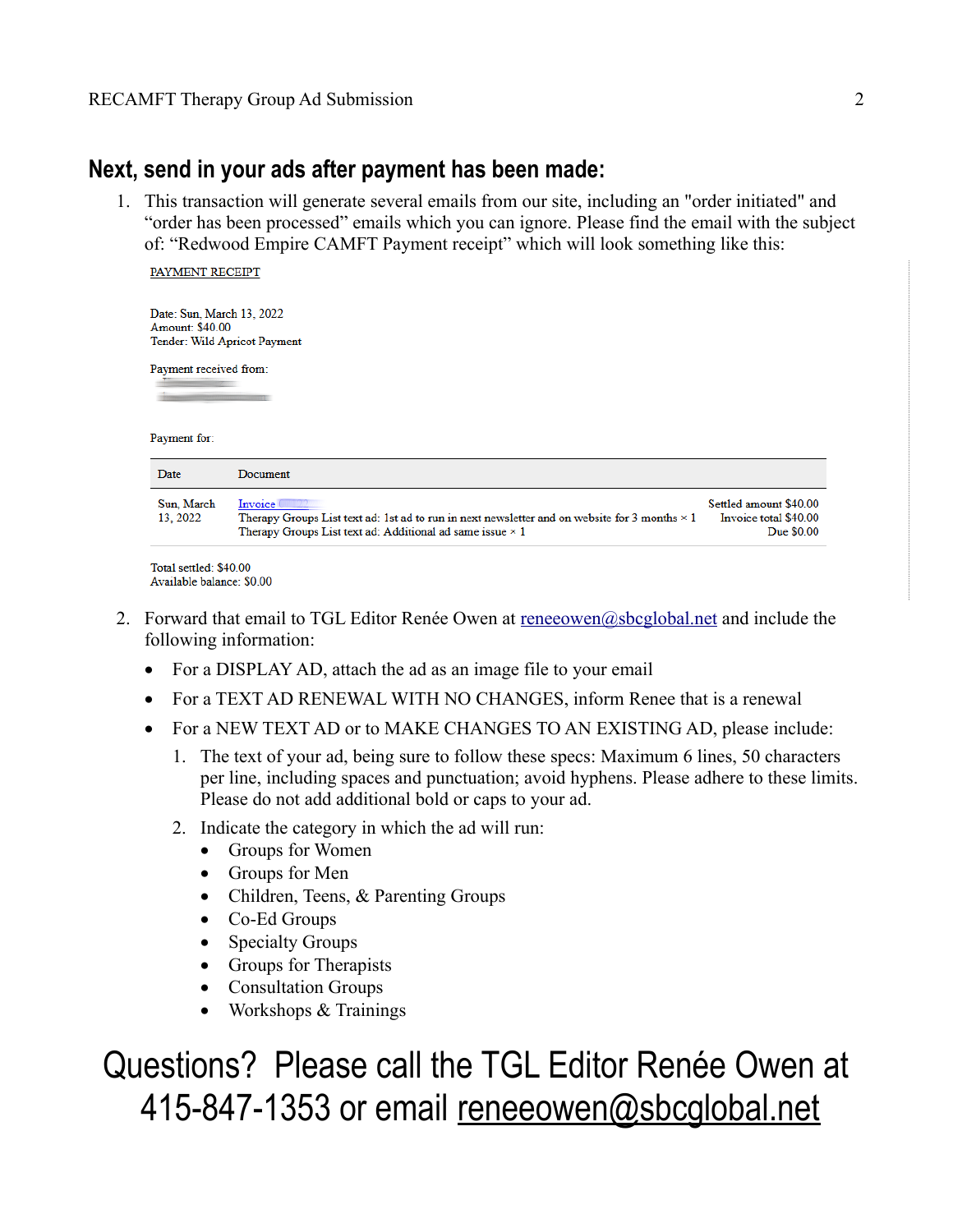## Next, send in your ads after payment has been made:

1. This transaction will generate several emails from our site, including an "order initiated" and "order has been processed" emails which you can ignore. Please find the email with the subject of: "Redwood Empire CAMFT Payment receipt" which will look something like this:

PAYMENT RECEIPT

Date: Sun, March 13, 2022
Amount: $40.00
Tender: Wild Apricot Payment

Payment received from:

Payment for:

| Date | Document | |
|---|---|---|
| Sun, March 13, 2022 | Invoice<br>Therapy Groups List text ad: 1st ad to run in next newsletter and on website for 3 months × 1<br>Therapy Groups List text ad: Additional ad same issue × 1 | Settled amount $40.00<br>Invoice total $40.00<br>Due $0.00 |

Total settled: $40.00
Available balance: $0.00

2. Forward that email to TGL Editor Renée Owen at reneeowen@sbcglobal.net and include the following information:
   - For a DISPLAY AD, attach the ad as an image file to your email
   - For a TEXT AD RENEWAL WITH NO CHANGES, inform Renee that is a renewal
   - For a NEW TEXT AD or to MAKE CHANGES TO AN EXISTING AD, please include:
     1. The text of your ad, being sure to follow these specs: Maximum 6 lines, 50 characters per line, including spaces and punctuation; avoid hyphens. Please adhere to these limits. Please do not add additional bold or caps to your ad.
     2. Indicate the category in which the ad will run:
        - Groups for Women
        - Groups for Men
        - Children, Teens, & Parenting Groups
        - Co-Ed Groups
        - Specialty Groups
        - Groups for Therapists
        - Consultation Groups
        - Workshops & Trainings

# Questions? Please call the TGL Editor Renée Owen at 415-847-1353 or email reneeowen@sbcglobal.net